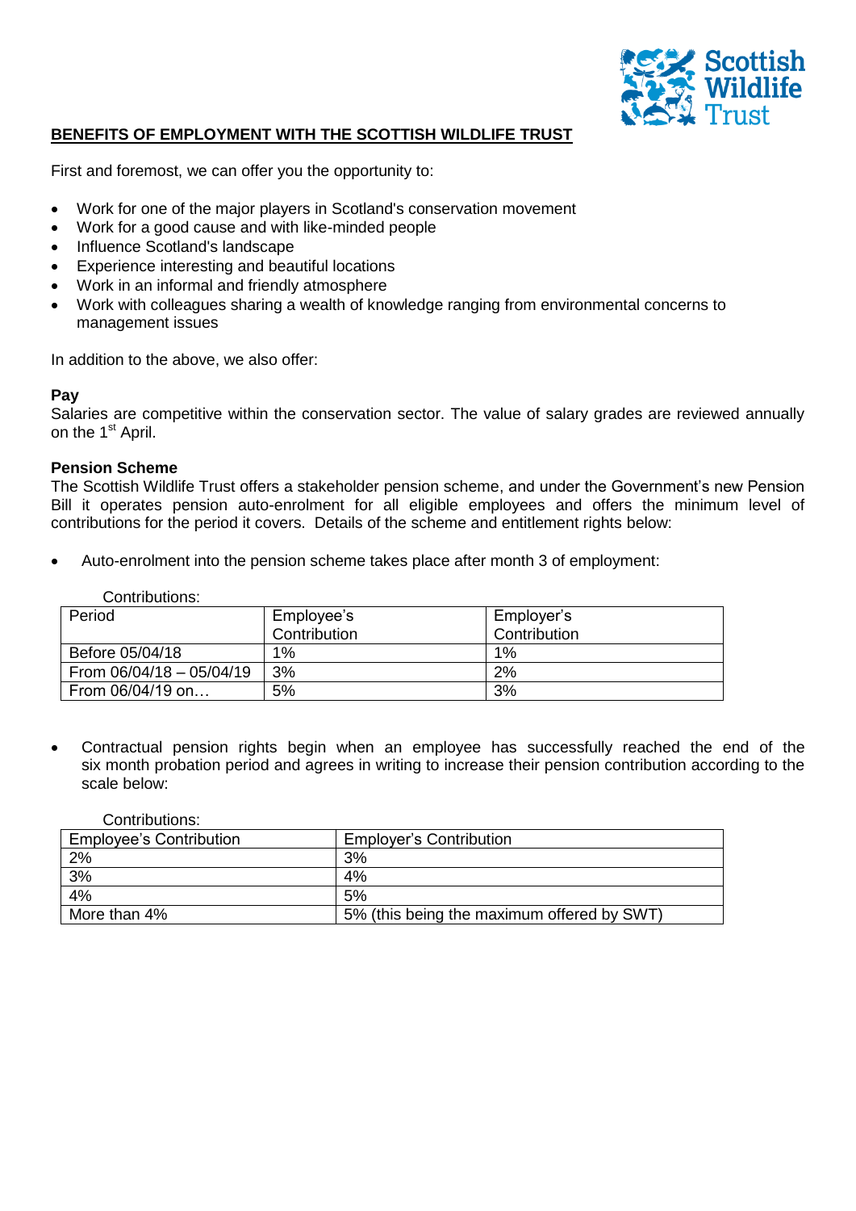# BENEFITS OF EMPLOYMENT WITH THE SCOTTISH WILDLIFE TRUST

First and foremost, we can offer you the opportunity to:

- Work for one of the major players in Scotland's conservation movement
- Work for a good cause and with like-minded people
- Influence Scotland's landscape
- Experience interesting and beautiful locations
- Work in an informal and friendly atmosphere
- Work with colleagues sharing a wealth of knowledge ranging from environmental concerns to management issues

In addition to the above, we also offer:

**Pay**

Salaries are competitive within the conservation sector. The value of salary grades are reviewed annually on the 1st April.

**Pension Scheme**

The Scottish Wildlife Trust offers a stakeholder pension scheme, and under the Government's new Pension Bill it operates pension auto-enrolment for all eligible employees and offers the minimum level of contributions for the period it covers. Details of the scheme and entitlement rights below:

- Auto-enrolment into the pension scheme takes place after month 3 of employment:

Contributions:

| Period | Employee's Contribution | Employer's Contribution |
|---|---|---|
| Before 05/04/18 | 1% | 1% |
| From 06/04/18 – 05/04/19 | 3% | 2% |
| From 06/04/19 on… | 5% | 3% |

- Contractual pension rights begin when an employee has successfully reached the end of the six month probation period and agrees in writing to increase their pension contribution according to the scale below:

Contributions:

| Employee's Contribution | Employer's Contribution |
|---|---|
| 2% | 3% |
| 3% | 4% |
| 4% | 5% |
| More than 4% | 5% (this being the maximum offered by SWT) |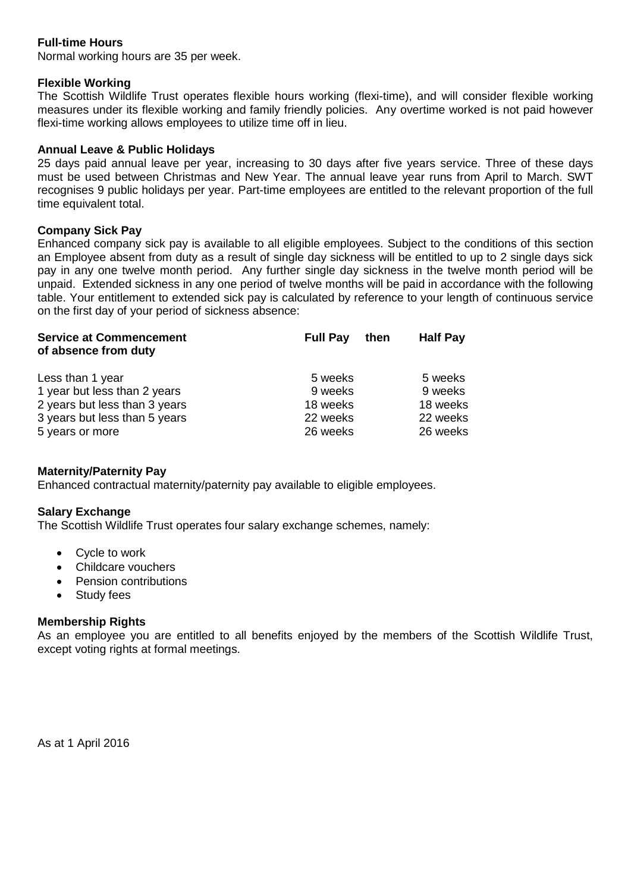**Full-time Hours**
Normal working hours are 35 per week.

**Flexible Working**
The Scottish Wildlife Trust operates flexible hours working (flexi-time), and will consider flexible working measures under its flexible working and family friendly policies. Any overtime worked is not paid however flexi-time working allows employees to utilize time off in lieu.

**Annual Leave & Public Holidays**
25 days paid annual leave per year, increasing to 30 days after five years service. Three of these days must be used between Christmas and New Year. The annual leave year runs from April to March. SWT recognises 9 public holidays per year. Part-time employees are entitled to the relevant proportion of the full time equivalent total.

**Company Sick Pay**
Enhanced company sick pay is available to all eligible employees. Subject to the conditions of this section an Employee absent from duty as a result of single day sickness will be entitled to up to 2 single days sick pay in any one twelve month period. Any further single day sickness in the twelve month period will be unpaid. Extended sickness in any one period of twelve months will be paid in accordance with the following table. Your entitlement to extended sick pay is calculated by reference to your length of continuous service on the first day of your period of sickness absence:

| Service at Commencement of absence from duty | Full Pay | then | Half Pay |
|---|---|---|---|
| Less than 1 year | 5 weeks | | 5 weeks |
| 1 year but less than 2 years | 9 weeks | | 9 weeks |
| 2 years but less than 3 years | 18 weeks | | 18 weeks |
| 3 years but less than 5 years | 22 weeks | | 22 weeks |
| 5 years or more | 26 weeks | | 26 weeks |

**Maternity/Paternity Pay**
Enhanced contractual maternity/paternity pay available to eligible employees.

**Salary Exchange**
The Scottish Wildlife Trust operates four salary exchange schemes, namely:

- Cycle to work
- Childcare vouchers
- Pension contributions
- Study fees

**Membership Rights**
As an employee you are entitled to all benefits enjoyed by the members of the Scottish Wildlife Trust, except voting rights at formal meetings.

As at 1 April 2016